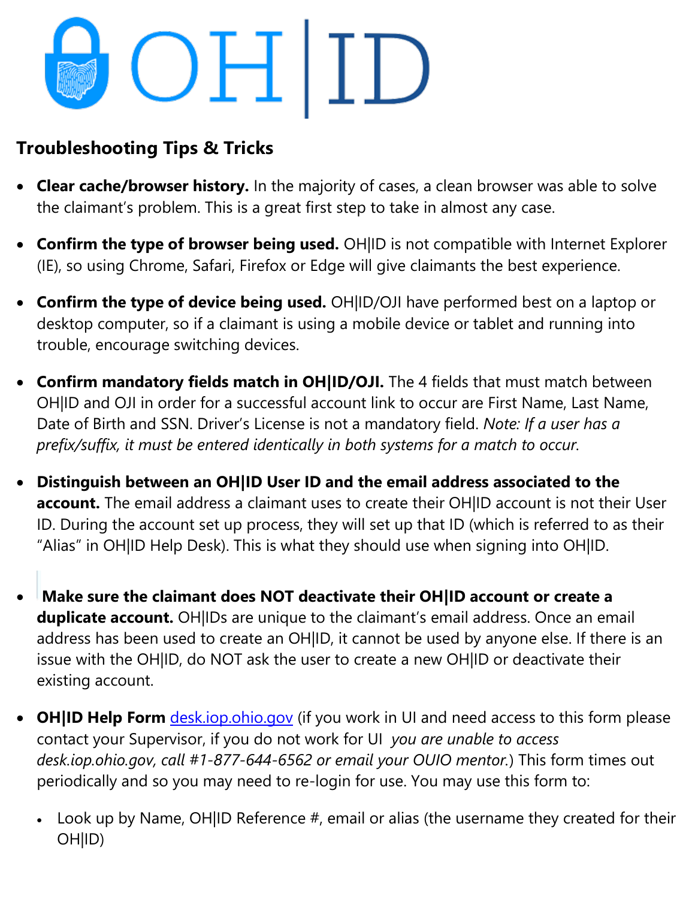# OH|ID

## Troubleshooting Tips & Tricks

- **Clear cache/browser history.** In the majority of cases, a clean browser was able to solve the claimant's problem. This is a great first step to take in almost any case.
- **Confirm the type of browser being used.** OH|ID is not compatible with Internet Explorer (IE), so using Chrome, Safari, Firefox or Edge will give claimants the best experience.
- **Confirm the type of device being used.** OH|ID/OJI have performed best on a laptop or desktop computer, so if a claimant is using a mobile device or tablet and running into trouble, encourage switching devices.
- **Confirm mandatory fields match in OH|ID/OJI.** The 4 fields that must match between OH|ID and OJI in order for a successful account link to occur are First Name, Last Name, Date of Birth and SSN. Driver's License is not a mandatory field. *Note: If a user has a prefix/suffix, it must be entered identically in both systems for a match to occur.*
- **Distinguish between an OH|ID User ID and the email address associated to the account.** The email address a claimant uses to create their OH|ID account is not their User ID. During the account set up process, they will set up that ID (which is referred to as their "Alias" in OH|ID Help Desk). This is what they should use when signing into OH|ID.
- **Make sure the claimant does NOT deactivate their OH|ID account or create a duplicate account.** OH|IDs are unique to the claimant's email address. Once an email address has been used to create an OH|ID, it cannot be used by anyone else. If there is an issue with the OH|ID, do NOT ask the user to create a new OH|ID or deactivate their existing account.
- **OH|ID Help Form** [desk.iop.ohio.gov](desk.iop.ohio.gov) (if you work in UI and need access to this form please contact your Supervisor, if you do not work for UI *you are unable to access desk.iop.ohio.gov, call #1-877-644-6562 or email your OUIO mentor.*) This form times out periodically and so you may need to re-login for use. You may use this form to:
  - Look up by Name, OH|ID Reference #, email or alias (the username they created for their OH|ID)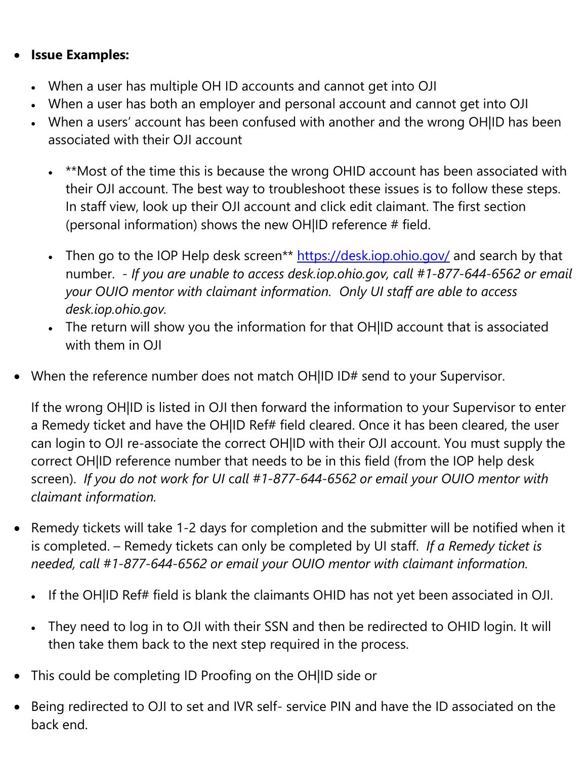- **Issue Examples:**
  - When a user has multiple OH ID accounts and cannot get into OJI
  - When a user has both an employer and personal account and cannot get into OJI
  - When a users' account has been confused with another and the wrong OH|ID has been associated with their OJI account
    - **Most of the time this is because the wrong OHID account has been associated with their OJI account. The best way to troubleshoot these issues is to follow these steps. In staff view, look up their OJI account and click edit claimant. The first section (personal information) shows the new OH|ID reference # field.
    - Then go to the IOP Help desk screen** [https://desk.iop.ohio.gov/](https://desk.iop.ohio.gov/) and search by that number. - *If you are unable to access desk.iop.ohio.gov, call #1-877-644-6562 or email your OUIO mentor with claimant information. Only UI staff are able to access desk.iop.ohio.gov.*
    - The return will show you the information for that OH|ID account that is associated with them in OJI
- When the reference number does not match OH|ID ID# send to your Supervisor.

  If the wrong OH|ID is listed in OJI then forward the information to your Supervisor to enter a Remedy ticket and have the OH|ID Ref# field cleared. Once it has been cleared, the user can login to OJI re-associate the correct OH|ID with their OJI account. You must supply the correct OH|ID reference number that needs to be in this field (from the IOP help desk screen). *If you do not work for UI call #1-877-644-6562 or email your OUIO mentor with claimant information.*

- Remedy tickets will take 1-2 days for completion and the submitter will be notified when it is completed. – Remedy tickets can only be completed by UI staff. *If a Remedy ticket is needed, call #1-877-644-6562 or email your OUIO mentor with claimant information.*
  - If the OH|ID Ref# field is blank the claimants OHID has not yet been associated in OJI.
  - They need to log in to OJI with their SSN and then be redirected to OHID login. It will then take them back to the next step required in the process.
- This could be completing ID Proofing on the OH|ID side or
- Being redirected to OJI to set and IVR self- service PIN and have the ID associated on the back end.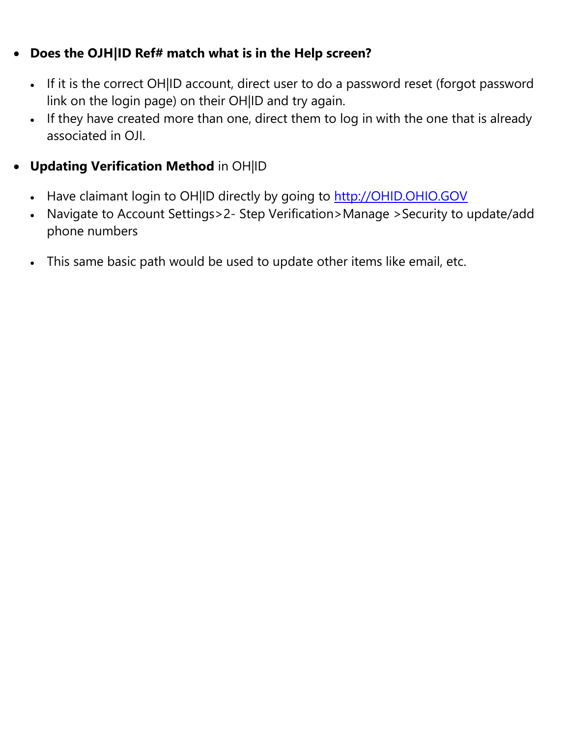- **Does the OJH|ID Ref# match what is in the Help screen?**
  - If it is the correct OH|ID account, direct user to do a password reset (forgot password link on the login page) on their OH|ID and try again.
  - If they have created more than one, direct them to log in with the one that is already associated in OJI.

- **Updating Verification Method** in OH|ID
  - Have claimant login to OH|ID directly by going to [http://OHID.OHIO.GOV](http://OHID.OHIO.GOV)
  - Navigate to Account Settings>2- Step Verification>Manage >Security to update/add phone numbers
  - This same basic path would be used to update other items like email, etc.